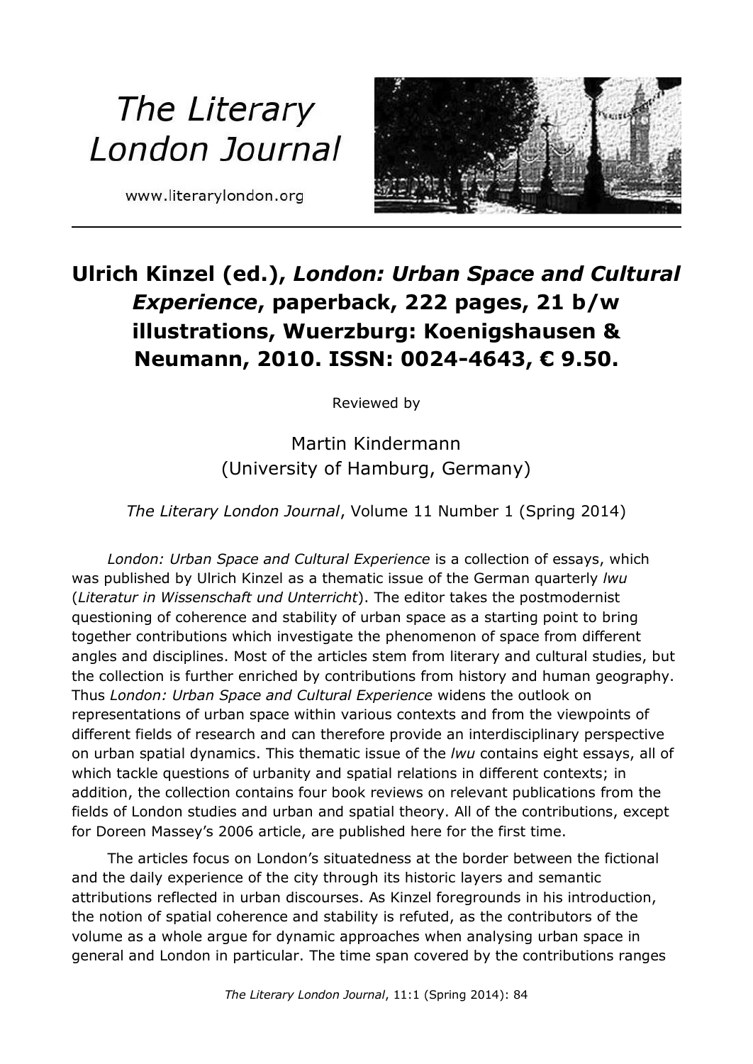The Literary London Journal

www.literarylondon.org

---

## Ulrich Kinzel (ed.), *London: Urban Space and Cultural Experience*, paperback, 222 pages, 21 b/w illustrations, Wuerzburg: Koenigshausen & Neumann, 2010. ISSN: 0024-4643, € 9.50.

Reviewed by

Martin Kindermann
(University of Hamburg, Germany)

*The Literary London Journal*, Volume 11 Number 1 (Spring 2014)

*London: Urban Space and Cultural Experience* is a collection of essays, which was published by Ulrich Kinzel as a thematic issue of the German quarterly *lwu* (*Literatur in Wissenschaft und Unterricht*). The editor takes the postmodernist questioning of coherence and stability of urban space as a starting point to bring together contributions which investigate the phenomenon of space from different angles and disciplines. Most of the articles stem from literary and cultural studies, but the collection is further enriched by contributions from history and human geography. Thus *London: Urban Space and Cultural Experience* widens the outlook on representations of urban space within various contexts and from the viewpoints of different fields of research and can therefore provide an interdisciplinary perspective on urban spatial dynamics. This thematic issue of the *lwu* contains eight essays, all of which tackle questions of urbanity and spatial relations in different contexts; in addition, the collection contains four book reviews on relevant publications from the fields of London studies and urban and spatial theory. All of the contributions, except for Doreen Massey's 2006 article, are published here for the first time.

The articles focus on London's situatedness at the border between the fictional and the daily experience of the city through its historic layers and semantic attributions reflected in urban discourses. As Kinzel foregrounds in his introduction, the notion of spatial coherence and stability is refuted, as the contributors of the volume as a whole argue for dynamic approaches when analysing urban space in general and London in particular. The time span covered by the contributions ranges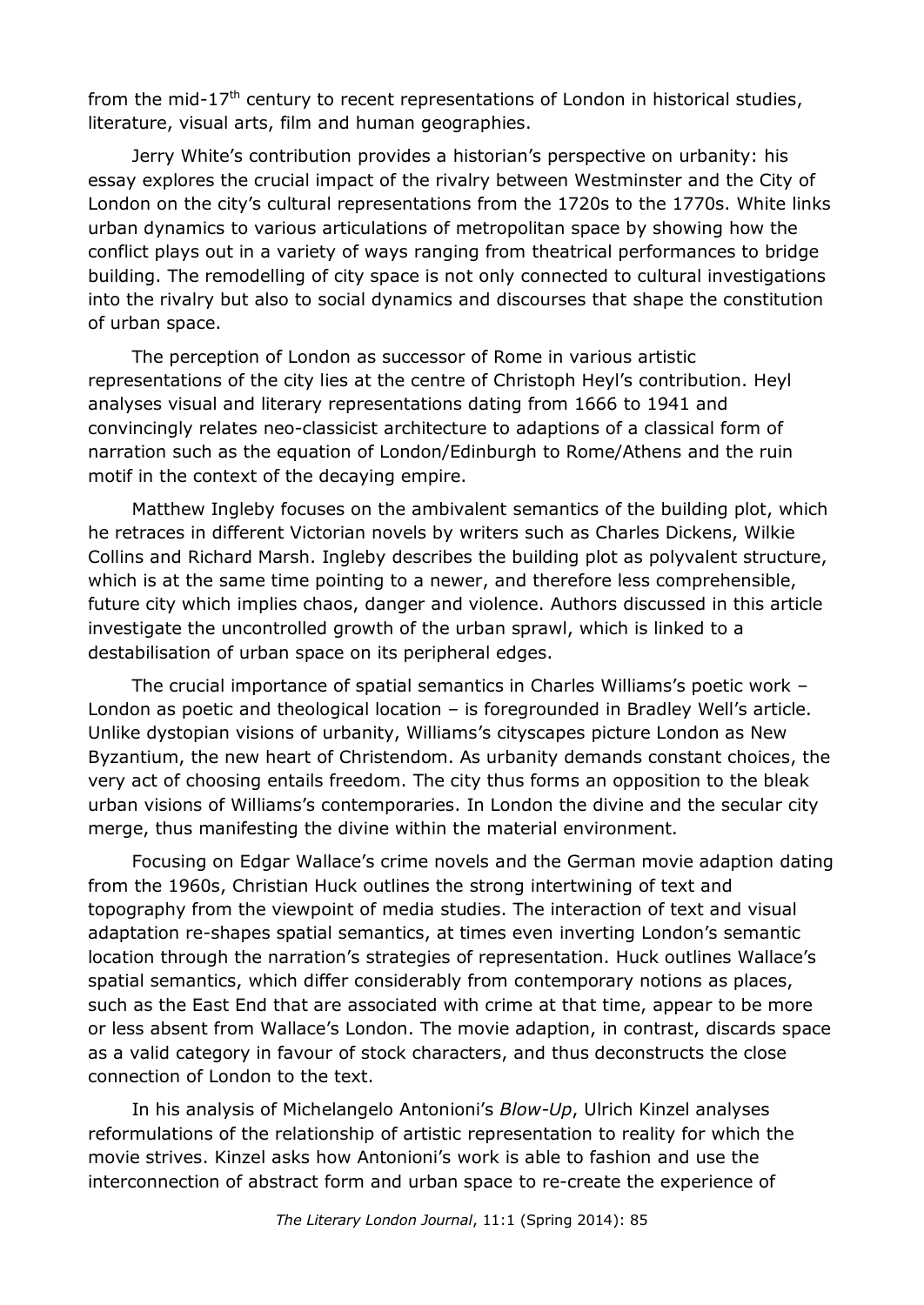from the mid-17th century to recent representations of London in historical studies, literature, visual arts, film and human geographies.

Jerry White's contribution provides a historian's perspective on urbanity: his essay explores the crucial impact of the rivalry between Westminster and the City of London on the city's cultural representations from the 1720s to the 1770s. White links urban dynamics to various articulations of metropolitan space by showing how the conflict plays out in a variety of ways ranging from theatrical performances to bridge building. The remodelling of city space is not only connected to cultural investigations into the rivalry but also to social dynamics and discourses that shape the constitution of urban space.

The perception of London as successor of Rome in various artistic representations of the city lies at the centre of Christoph Heyl's contribution. Heyl analyses visual and literary representations dating from 1666 to 1941 and convincingly relates neo-classicist architecture to adaptions of a classical form of narration such as the equation of London/Edinburgh to Rome/Athens and the ruin motif in the context of the decaying empire.

Matthew Ingleby focuses on the ambivalent semantics of the building plot, which he retraces in different Victorian novels by writers such as Charles Dickens, Wilkie Collins and Richard Marsh. Ingleby describes the building plot as polyvalent structure, which is at the same time pointing to a newer, and therefore less comprehensible, future city which implies chaos, danger and violence. Authors discussed in this article investigate the uncontrolled growth of the urban sprawl, which is linked to a destabilisation of urban space on its peripheral edges.

The crucial importance of spatial semantics in Charles Williams's poetic work – London as poetic and theological location – is foregrounded in Bradley Well's article. Unlike dystopian visions of urbanity, Williams's cityscapes picture London as New Byzantium, the new heart of Christendom. As urbanity demands constant choices, the very act of choosing entails freedom. The city thus forms an opposition to the bleak urban visions of Williams's contemporaries. In London the divine and the secular city merge, thus manifesting the divine within the material environment.

Focusing on Edgar Wallace's crime novels and the German movie adaption dating from the 1960s, Christian Huck outlines the strong intertwining of text and topography from the viewpoint of media studies. The interaction of text and visual adaptation re-shapes spatial semantics, at times even inverting London's semantic location through the narration's strategies of representation. Huck outlines Wallace's spatial semantics, which differ considerably from contemporary notions as places, such as the East End that are associated with crime at that time, appear to be more or less absent from Wallace's London. The movie adaption, in contrast, discards space as a valid category in favour of stock characters, and thus deconstructs the close connection of London to the text.

In his analysis of Michelangelo Antonioni's *Blow-Up*, Ulrich Kinzel analyses reformulations of the relationship of artistic representation to reality for which the movie strives. Kinzel asks how Antonioni's work is able to fashion and use the interconnection of abstract form and urban space to re-create the experience of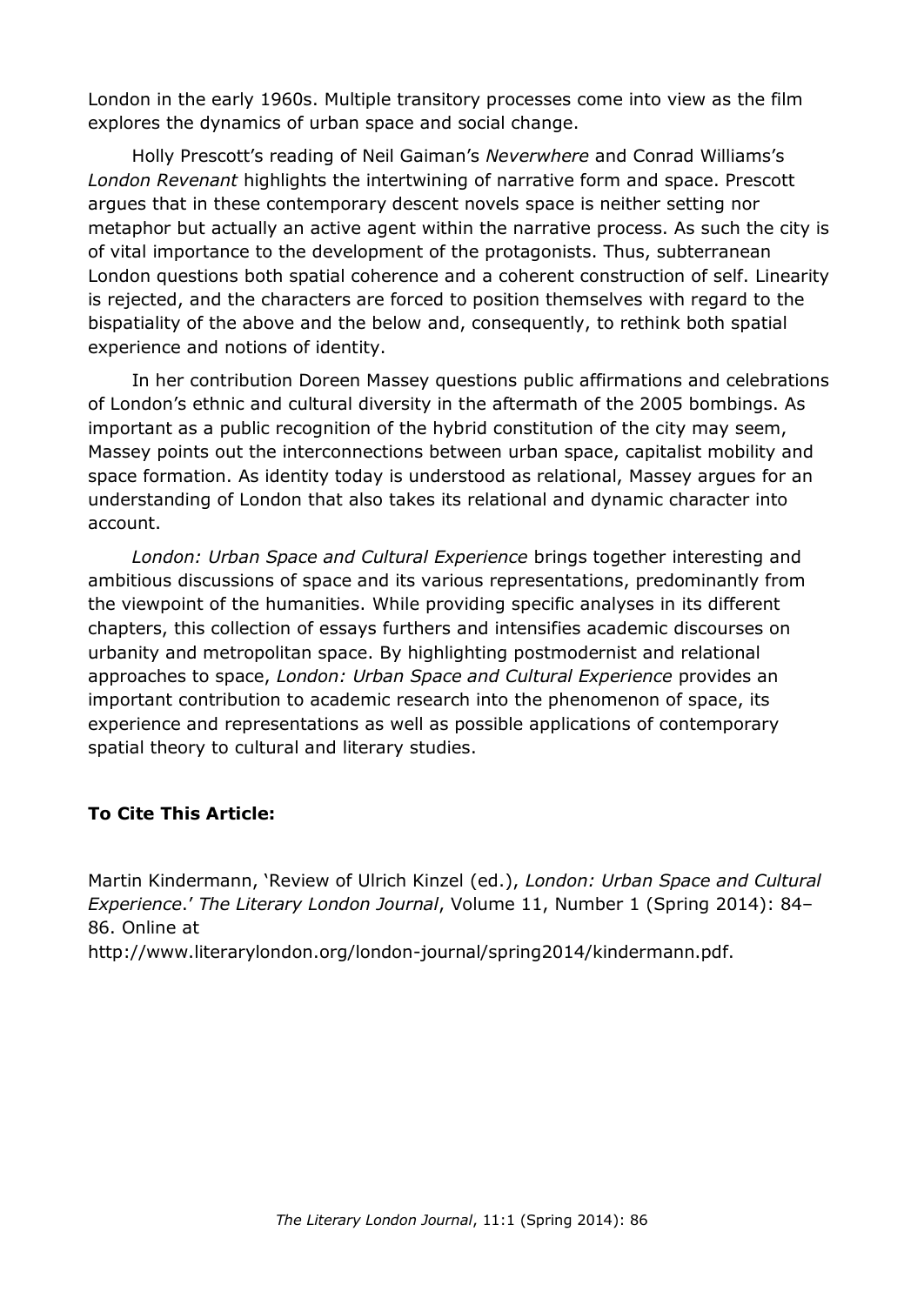London in the early 1960s. Multiple transitory processes come into view as the film explores the dynamics of urban space and social change.

Holly Prescott's reading of Neil Gaiman's *Neverwhere* and Conrad Williams's *London Revenant* highlights the intertwining of narrative form and space. Prescott argues that in these contemporary descent novels space is neither setting nor metaphor but actually an active agent within the narrative process. As such the city is of vital importance to the development of the protagonists. Thus, subterranean London questions both spatial coherence and a coherent construction of self. Linearity is rejected, and the characters are forced to position themselves with regard to the bispatiality of the above and the below and, consequently, to rethink both spatial experience and notions of identity.

In her contribution Doreen Massey questions public affirmations and celebrations of London's ethnic and cultural diversity in the aftermath of the 2005 bombings. As important as a public recognition of the hybrid constitution of the city may seem, Massey points out the interconnections between urban space, capitalist mobility and space formation. As identity today is understood as relational, Massey argues for an understanding of London that also takes its relational and dynamic character into account.

*London: Urban Space and Cultural Experience* brings together interesting and ambitious discussions of space and its various representations, predominantly from the viewpoint of the humanities. While providing specific analyses in its different chapters, this collection of essays furthers and intensifies academic discourses on urbanity and metropolitan space. By highlighting postmodernist and relational approaches to space, *London: Urban Space and Cultural Experience* provides an important contribution to academic research into the phenomenon of space, its experience and representations as well as possible applications of contemporary spatial theory to cultural and literary studies.

**To Cite This Article:**

Martin Kindermann, 'Review of Ulrich Kinzel (ed.), *London: Urban Space and Cultural Experience*.' *The Literary London Journal*, Volume 11, Number 1 (Spring 2014): 84–86. Online at http://www.literarylondon.org/london-journal/spring2014/kindermann.pdf.